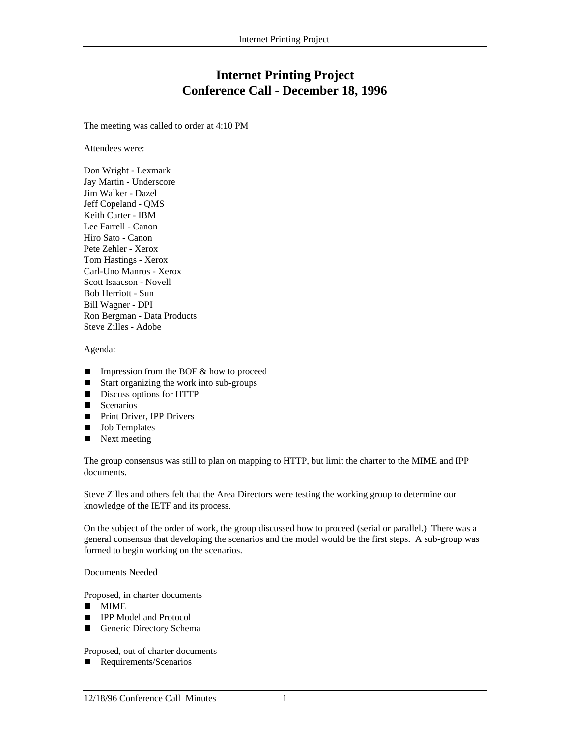# Internet Printing Project
# Conference Call - December 18, 1996

The meeting was called to order at 4:10 PM

Attendees were:

Don Wright - Lexmark
Jay Martin - Underscore
Jim Walker - Dazel
Jeff Copeland - QMS
Keith Carter - IBM
Lee Farrell - Canon
Hiro Sato - Canon
Pete Zehler - Xerox
Tom Hastings - Xerox
Carl-Uno Manros - Xerox
Scott Isaacson - Novell
Bob Herriott - Sun
Bill Wagner - DPI
Ron Bergman - Data Products
Steve Zilles - Adobe

<u>Agenda:</u>

- Impression from the BOF & how to proceed
- Start organizing the work into sub-groups
- Discuss options for HTTP
- Scenarios
- Print Driver, IPP Drivers
- Job Templates
- Next meeting

The group consensus was still to plan on mapping to HTTP, but limit the charter to the MIME and IPP documents.

Steve Zilles and others felt that the Area Directors were testing the working group to determine our knowledge of the IETF and its process.

On the subject of the order of work, the group discussed how to proceed (serial or parallel.) There was a general consensus that developing the scenarios and the model would be the first steps. A sub-group was formed to begin working on the scenarios.

<u>Documents Needed</u>

Proposed, in charter documents

- MIME
- IPP Model and Protocol
- Generic Directory Schema

Proposed, out of charter documents

- Requirements/Scenarios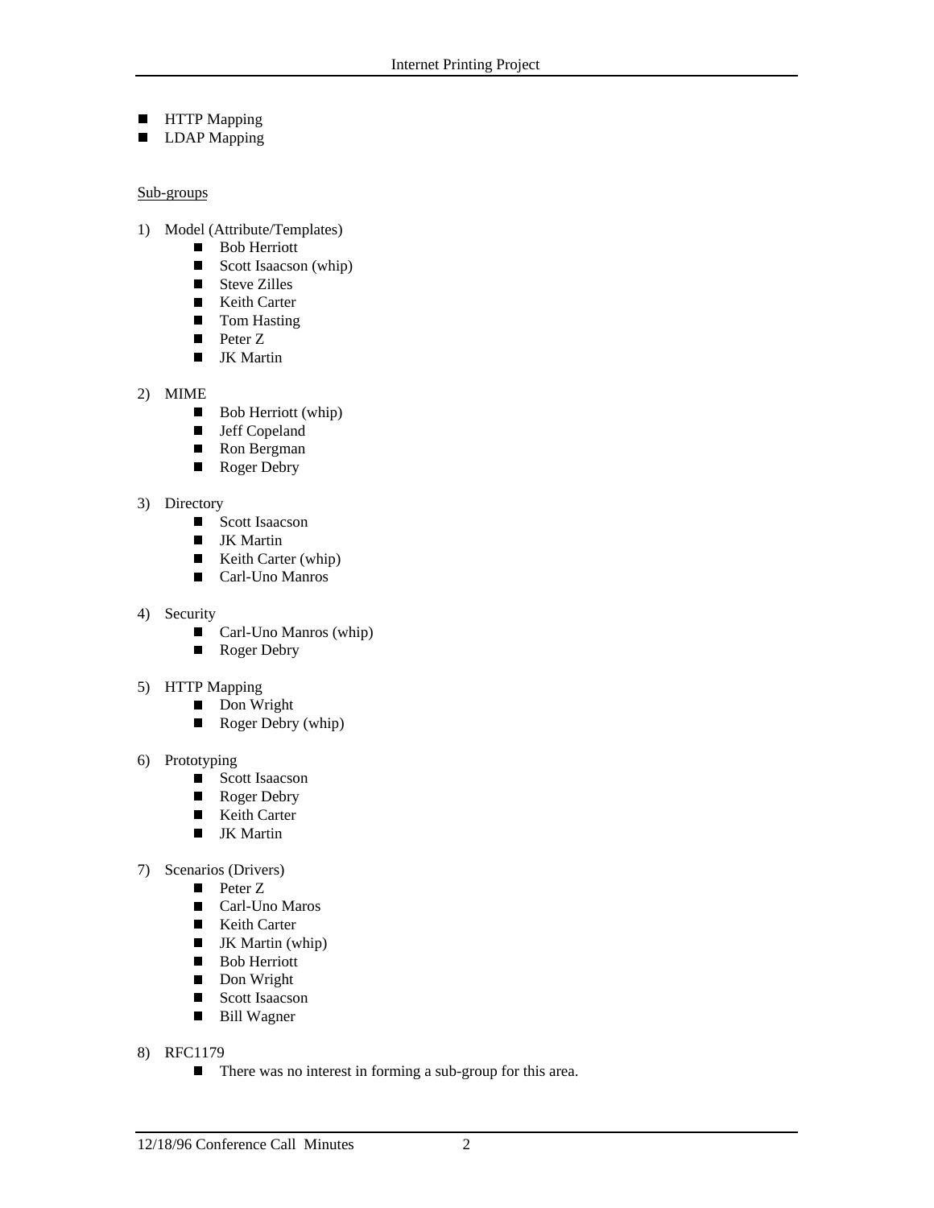- HTTP Mapping
- LDAP Mapping

Sub-groups

1) Model (Attribute/Templates)
   - Bob Herriott
   - Scott Isaacson (whip)
   - Steve Zilles
   - Keith Carter
   - Tom Hasting
   - Peter Z
   - JK Martin

2) MIME
   - Bob Herriott (whip)
   - Jeff Copeland
   - Ron Bergman
   - Roger Debry

3) Directory
   - Scott Isaacson
   - JK Martin
   - Keith Carter (whip)
   - Carl-Uno Manros

4) Security
   - Carl-Uno Manros (whip)
   - Roger Debry

5) HTTP Mapping
   - Don Wright
   - Roger Debry (whip)

6) Prototyping
   - Scott Isaacson
   - Roger Debry
   - Keith Carter
   - JK Martin

7) Scenarios (Drivers)
   - Peter Z
   - Carl-Uno Maros
   - Keith Carter
   - JK Martin (whip)
   - Bob Herriott
   - Don Wright
   - Scott Isaacson
   - Bill Wagner

8) RFC1179
   - There was no interest in forming a sub-group for this area.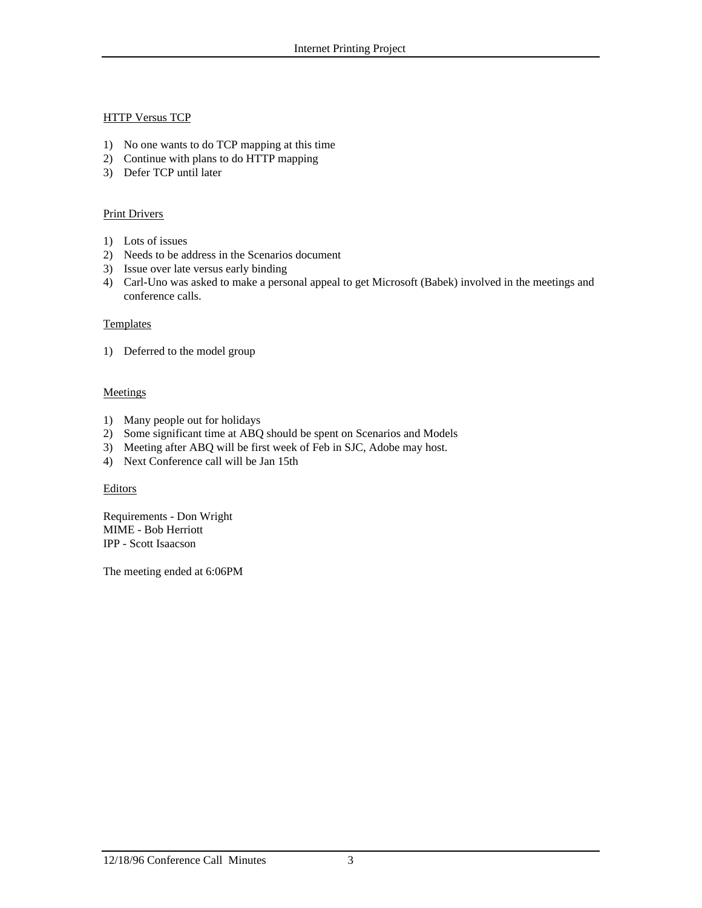HTTP Versus TCP

1) No one wants to do TCP mapping at this time
2) Continue with plans to do HTTP mapping
3) Defer TCP until later

Print Drivers

1) Lots of issues
2) Needs to be address in the Scenarios document
3) Issue over late versus early binding
4) Carl-Uno was asked to make a personal appeal to get Microsoft (Babek) involved in the meetings and conference calls.

Templates

1) Deferred to the model group

Meetings

1) Many people out for holidays
2) Some significant time at ABQ should be spent on Scenarios and Models
3) Meeting after ABQ will be first week of Feb in SJC, Adobe may host.
4) Next Conference call will be Jan 15th

Editors

Requirements - Don Wright
MIME - Bob Herriott
IPP - Scott Isaacson

The meeting ended at 6:06PM